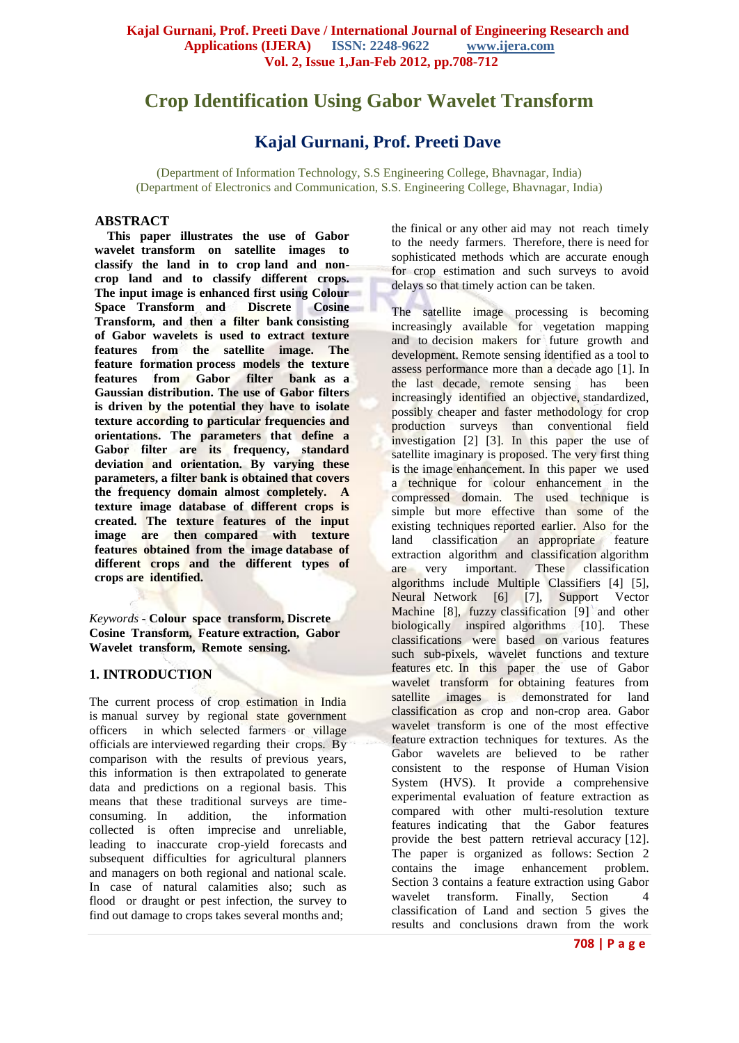# Crop Identification Using Gabor Wavelet Transform

## Kajal Gurnani, Prof. Preeti Dave

(Department of Information Technology, S.S Engineering College, Bhavnagar, India)
(Department of Electronics and Communication, S.S. Engineering College, Bhavnagar, India)

### ABSTRACT

**This paper illustrates the use of Gabor wavelet transform on satellite images to classify the land in to crop land and non-crop land and to classify different crops. The input image is enhanced first using Colour Space Transform and Discrete Cosine Transform, and then a filter bank consisting of Gabor wavelets is used to extract texture features from the satellite image. The feature formation process models the texture features from Gabor filter bank as a Gaussian distribution. The use of Gabor filters is driven by the potential they have to isolate texture according to particular frequencies and orientations. The parameters that define a Gabor filter are its frequency, standard deviation and orientation. By varying these parameters, a filter bank is obtained that covers the frequency domain almost completely. A texture image database of different crops is created. The texture features of the input image are then compared with texture features obtained from the image database of different crops and the different types of crops are identified.**

*Keywords* - **Colour space transform, Discrete Cosine Transform, Feature extraction, Gabor Wavelet transform, Remote sensing.**

### 1. INTRODUCTION

The current process of crop estimation in India is manual survey by regional state government officers in which selected farmers or village officials are interviewed regarding their crops. By comparison with the results of previous years, this information is then extrapolated to generate data and predictions on a regional basis. This means that these traditional surveys are time-consuming. In addition, the information collected is often imprecise and unreliable, leading to inaccurate crop-yield forecasts and subsequent difficulties for agricultural planners and managers on both regional and national scale. In case of natural calamities also; such as flood or draught or pest infection, the survey to find out damage to crops takes several months and; the finical or any other aid may not reach timely to the needy farmers. Therefore, there is need for sophisticated methods which are accurate enough for crop estimation and such surveys to avoid delays so that timely action can be taken.

The satellite image processing is becoming increasingly available for vegetation mapping and to decision makers for future growth and development. Remote sensing identified as a tool to assess performance more than a decade ago [1]. In the last decade, remote sensing has been increasingly identified an objective, standardized, possibly cheaper and faster methodology for crop production surveys than conventional field investigation [2] [3]. In this paper the use of satellite imaginary is proposed. The very first thing is the image enhancement. In this paper we used a technique for colour enhancement in the compressed domain. The used technique is simple but more effective than some of the existing techniques reported earlier. Also for the land classification an appropriate feature extraction algorithm and classification algorithm are very important. These classification algorithms include Multiple Classifiers [4] [5], Neural Network [6] [7], Support Vector Machine [8], fuzzy classification [9] and other biologically inspired algorithms [10]. These classifications were based on various features such sub-pixels, wavelet functions and texture features etc. In this paper the use of Gabor wavelet transform for obtaining features from satellite images is demonstrated for land classification as crop and non-crop area. Gabor wavelet transform is one of the most effective feature extraction techniques for textures. As the Gabor wavelets are believed to be rather consistent to the response of Human Vision System (HVS). It provide a comprehensive experimental evaluation of feature extraction as compared with other multi-resolution texture features indicating that the Gabor features provide the best pattern retrieval accuracy [12]. The paper is organized as follows: Section 2 contains the image enhancement problem. Section 3 contains a feature extraction using Gabor wavelet transform. Finally, Section 4 classification of Land and section 5 gives the results and conclusions drawn from the work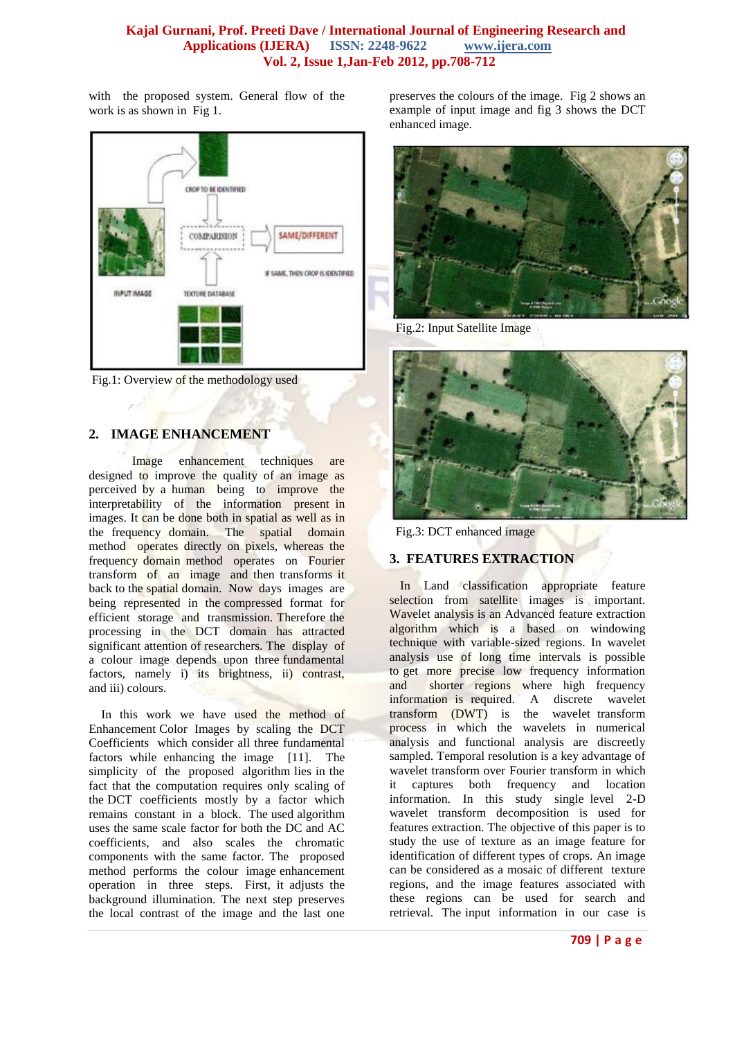with the proposed system. General flow of the work is as shown in Fig 1.

CROP TO BE IDENTIFIED

COMPARISION

SAME/DIFFERENT

IF SAME, THEN CROP IS IDENTIFIED

INPUT IMAGE

TEXTURE DATABASE

Fig.1: Overview of the methodology used

## 2. IMAGE ENHANCEMENT

Image enhancement techniques are designed to improve the quality of an image as perceived by a human being to improve the interpretability of the information present in images. It can be done both in spatial as well as in the frequency domain. The spatial domain method operates directly on pixels, whereas the frequency domain method operates on Fourier transform of an image and then transforms it back to the spatial domain. Now days images are being represented in the compressed format for efficient storage and transmission. Therefore the processing in the DCT domain has attracted significant attention of researchers. The display of a colour image depends upon three fundamental factors, namely i) its brightness, ii) contrast, and iii) colours.

In this work we have used the method of Enhancement Color Images by scaling the DCT Coefficients which consider all three fundamental factors while enhancing the image [11]. The simplicity of the proposed algorithm lies in the fact that the computation requires only scaling of the DCT coefficients mostly by a factor which remains constant in a block. The used algorithm uses the same scale factor for both the DC and AC coefficients, and also scales the chromatic components with the same factor. The proposed method performs the colour image enhancement operation in three steps. First, it adjusts the background illumination. The next step preserves the local contrast of the image and the last one preserves the colours of the image. Fig 2 shows an example of input image and fig 3 shows the DCT enhanced image.

Fig.2: Input Satellite Image

Fig.3: DCT enhanced image

## 3. FEATURES EXTRACTION

In Land classification appropriate feature selection from satellite images is important. Wavelet analysis is an Advanced feature extraction algorithm which is a based on windowing technique with variable-sized regions. In wavelet analysis use of long time intervals is possible to get more precise low frequency information and shorter regions where high frequency information is required. A discrete wavelet transform (DWT) is the wavelet transform process in which the wavelets in numerical analysis and functional analysis are discreetly sampled. Temporal resolution is a key advantage of wavelet transform over Fourier transform in which it captures both frequency and location information. In this study single level 2-D wavelet transform decomposition is used for features extraction. The objective of this paper is to study the use of texture as an image feature for identification of different types of crops. An image can be considered as a mosaic of different texture regions, and the image features associated with these regions can be used for search and retrieval. The input information in our case is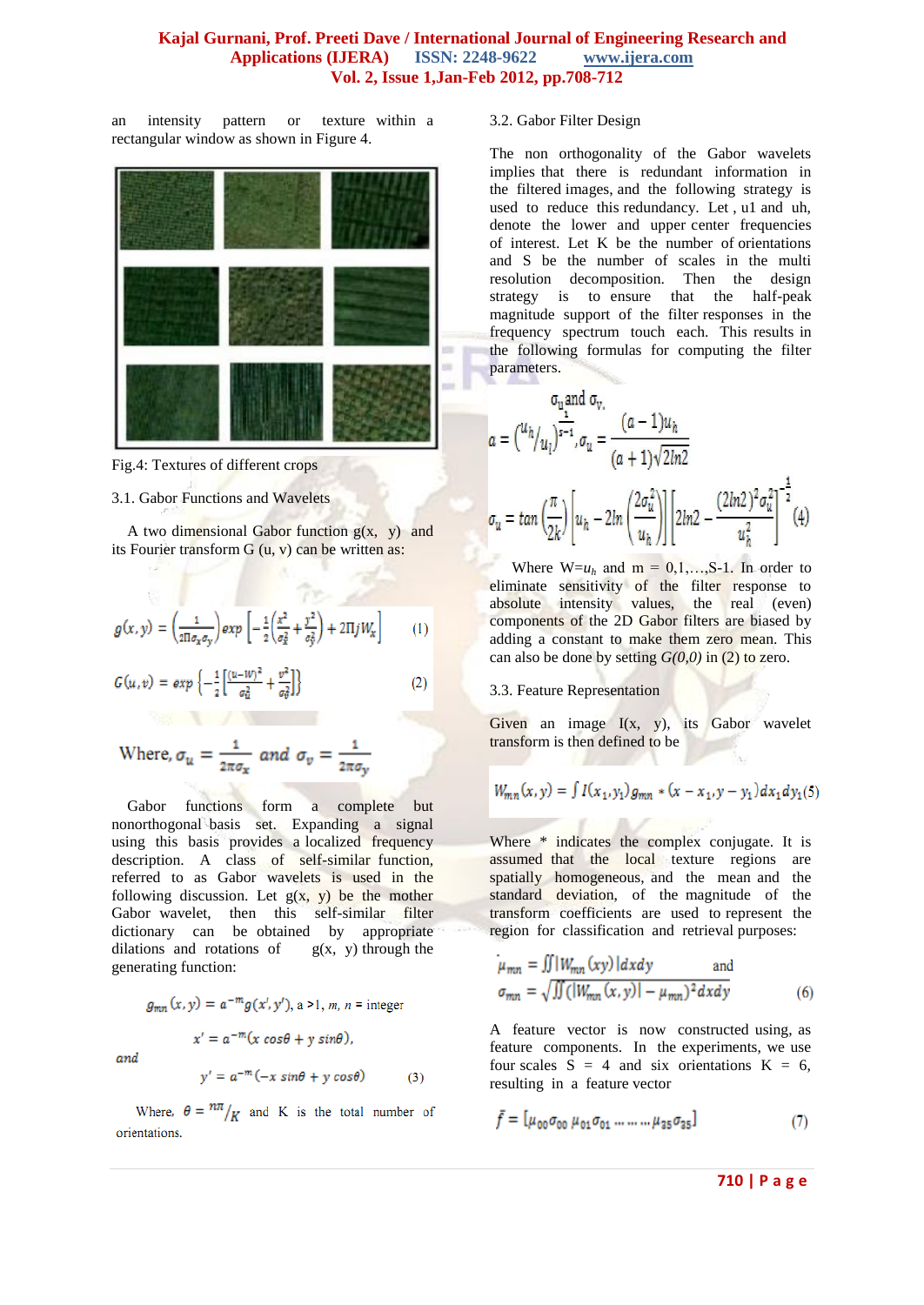an intensity pattern or texture within a rectangular window as shown in Figure 4.

Fig.4: Textures of different crops

### 3.1. Gabor Functions and Wavelets

A two dimensional Gabor function g(x, y) and its Fourier transform G (u, v) can be written as:

$$g(x,y) = \left(\frac{1}{2\Pi\sigma_x\sigma_y}\right) exp\left[-\frac{1}{2}\left(\frac{x^2}{\sigma_x^2}+\frac{y^2}{\sigma_y^2}\right)+2\Pi jW_x\right] \quad (1)$$

$$G(u,v) = exp\left\{-\frac{1}{2}\left[\frac{(u-W)^2}{\sigma_u^2}+\frac{v^2}{\sigma_v^2}\right]\right\} \quad (2)$$

Where, $\sigma_u = \frac{1}{2\pi\sigma_x}$ and $\sigma_v = \frac{1}{2\pi\sigma_y}$

Gabor functions form a complete but nonorthogonal basis set. Expanding a signal using this basis provides a localized frequency description. A class of self-similar function, referred to as Gabor wavelets is used in the following discussion. Let g(x, y) be the mother Gabor wavelet, then this self-similar filter dictionary can be obtained by appropriate dilations and rotations of g(x, y) through the generating function:

$$g_{mn}(x,y) = a^{-m} g(x', y'), \; a > 1, \; m, n = \text{integer}$$

$$x' = a^{-m}(x\, cos\theta + y\, sin\theta),$$

and

$$y' = a^{-m}(-x\, sin\theta + y\, cos\theta) \quad (3)$$

Where, $\theta = {n\pi}/{K}$ and K is the total number of orientations.

### 3.2. Gabor Filter Design

The non orthogonality of the Gabor wavelets implies that there is redundant information in the filtered images, and the following strategy is used to reduce this redundancy. Let , u1 and uh, denote the lower and upper center frequencies of interest. Let K be the number of orientations and S be the number of scales in the multi resolution decomposition. Then the design strategy is to ensure that the half-peak magnitude support of the filter responses in the frequency spectrum touch each. This results in the following formulas for computing the filter parameters.

$\sigma_u$ and $\sigma_v$.

$$a = \left({u_h}/{u_l}\right)^{\frac{1}{s-1}}, \sigma_u = \frac{(a-1)u_h}{(a+1)\sqrt{2ln2}}$$

$$\sigma_u = tan\left(\frac{\pi}{2k}\right)\left[u_h - 2ln\left(\frac{2\sigma_u^2}{u_h}\right)\right]\left[2ln2 - \frac{(2ln2)^2\sigma_u^2}{u_h^2}\right]^{-\frac{1}{2}} \quad (4)$$

Where $W = u_h$ and m = 0,1,…,S-1. In order to eliminate sensitivity of the filter response to absolute intensity values, the real (even) components of the 2D Gabor filters are biased by adding a constant to make them zero mean. This can also be done by setting *G(0,0)* in (2) to zero.

### 3.3. Feature Representation

Given an image I(x, y), its Gabor wavelet transform is then defined to be

$$W_{mn}(x,y) = \int I(x_1,y_1)\, g_{mn} * (x - x_1, y - y_1)\, dx_1 dy_1 \quad (5)$$

Where * indicates the complex conjugate. It is assumed that the local texture regions are spatially homogeneous, and the mean and the standard deviation, of the magnitude of the transform coefficients are used to represent the region for classification and retrieval purposes:

$$\mu_{mn} = \iint |W_{mn}(xy)|\, dxdy \quad \text{and}$$

$$\sigma_{mn} = \sqrt{\iint (|W_{mn}(x,y)| - \mu_{mn})^2 dxdy} \quad (6)$$

A feature vector is now constructed using, as feature components. In the experiments, we use four scales S = 4 and six orientations K = 6, resulting in a feature vector

$$\bar{f} = [\mu_{00}\sigma_{00}\; \mu_{01}\sigma_{01} \dots\dots \mu_{35}\sigma_{35}] \quad (7)$$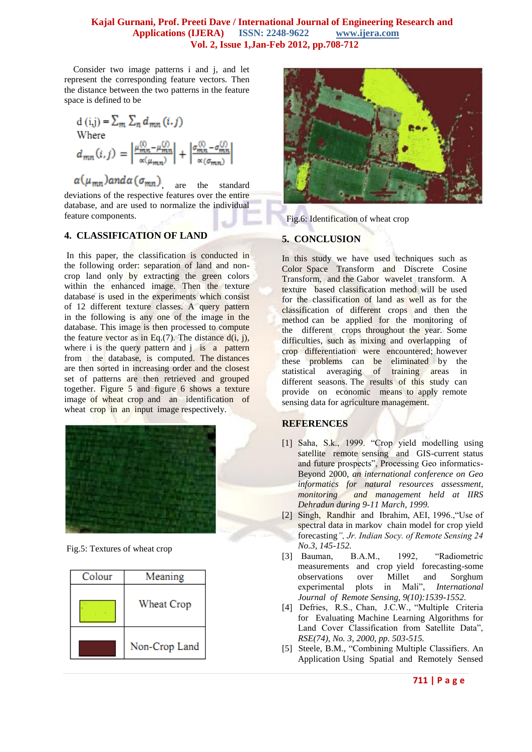Consider two image patterns i and j, and let represent the corresponding feature vectors. Then the distance between the two patterns in the feature space is defined to be

$$d(i,j) = \sum_m \sum_n d_{mn}(i,j)$$

Where

$$d_{mn}(i,j) = \left| \frac{\mu_{mn}^{(i)} - \mu_{mn}^{(j)}}{\alpha(\mu_{mn})} \right| + \left| \frac{\sigma_{mn}^{(i)} - \sigma_{mn}^{(j)}}{\alpha(\sigma_{mn})} \right|$$

$\alpha(\mu_{mn}) and \alpha(\sigma_{mn})$, are the standard deviations of the respective features over the entire database, and are used to normalize the individual feature components.

## 4. CLASSIFICATION OF LAND

In this paper, the classification is conducted in the following order: separation of land and non-crop land only by extracting the green colors within the enhanced image. Then the texture database is used in the experiments which consist of 12 different texture classes. A query pattern in the following is any one of the image in the database. This image is then processed to compute the feature vector as in Eq.(7). The distance d(i, j), where i is the query pattern and j is a pattern from the database, is computed. The distances are then sorted in increasing order and the closest set of patterns are then retrieved and grouped together. Figure 5 and figure 6 shows a texture image of wheat crop and an identification of wheat crop in an input image respectively.

Fig.5: Textures of wheat crop

| Colour | Meaning |
|---|---|
| | Wheat Crop |
| | Non-Crop Land |

Fig.6: Identification of wheat crop

## 5. CONCLUSION

In this study we have used techniques such as Color Space Transform and Discrete Cosine Transform, and the Gabor wavelet transform. A texture based classification method will be used for the classification of land as well as for the classification of different crops and then the method can be applied for the monitoring of the different crops throughout the year. Some difficulties, such as mixing and overlapping of crop differentiation were encountered; however these problems can be eliminated by the statistical averaging of training areas in different seasons. The results of this study can provide on economic means to apply remote sensing data for agriculture management.

## REFERENCES

[1] Saha, S.k., 1999. "Crop yield modelling using satellite remote sensing and GIS-current status and future prospects", Processing Geo informatics-Beyond 2000, *an international conference on Geo informatics for natural resources assessment, monitoring and management held at IIRS Dehradun during 9-11 March, 1999.*

[2] Singh, Randhir and Ibrahim, AEI, 1996.,"Use of spectral data in markov chain model for crop yield forecasting*", Jr. Indian Socy. of Remote Sensing 24 No.3, 145-152.*

[3] Bauman, B.A.M., 1992, "Radiometric measurements and crop yield forecasting-some observations over Millet and Sorghum experimental plots in Mali", *International Journal of Remote Sensing, 9(10):1539-1552.*

[4] Defries, R.S., Chan, J.C.W., "Multiple Criteria for Evaluating Machine Learning Algorithms for Land Cover Classification from Satellite Data", *RSE(74), No. 3, 2000, pp. 503-515.*

[5] Steele, B.M., "Combining Multiple Classifiers. An Application Using Spatial and Remotely Sensed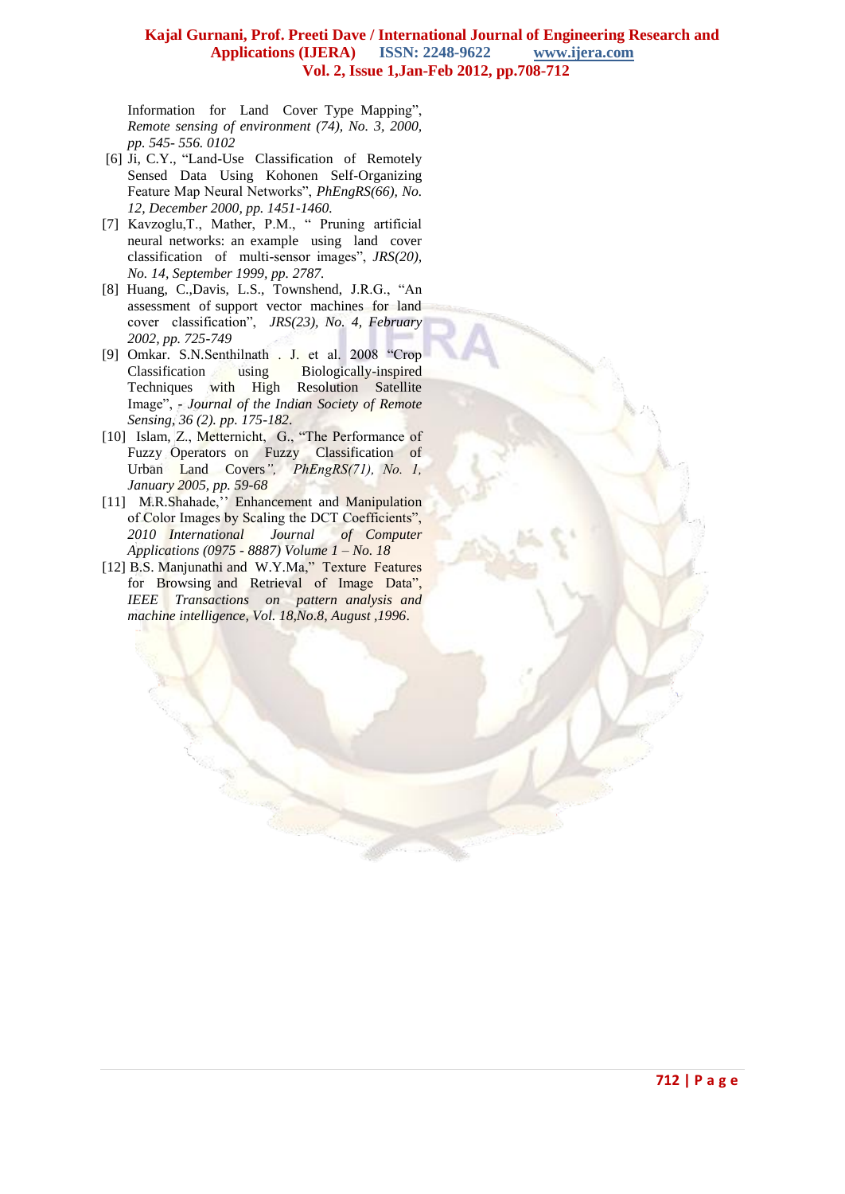Information for Land Cover Type Mapping", *Remote sensing of environment (74), No. 3, 2000, pp. 545- 556. 0102*

[6] Ji, C.Y., "Land-Use Classification of Remotely Sensed Data Using Kohonen Self-Organizing Feature Map Neural Networks", *PhEngRS(66), No. 12, December 2000, pp. 1451-1460.*

[7] Kavzoglu,T., Mather, P.M., " Pruning artificial neural networks: an example using land cover classification of multi-sensor images", *JRS(20), No. 14, September 1999, pp. 2787.*

[8] Huang, C.,Davis, L.S., Townshend, J.R.G., "An assessment of support vector machines for land cover classification", *JRS(23), No. 4, February 2002, pp. 725-749*

[9] Omkar. S.N.Senthilnath . J. et al. 2008 "Crop Classification using Biologically-inspired Techniques with High Resolution Satellite Image", *- Journal of the Indian Society of Remote Sensing, 36 (2). pp. 175-182.*

[10] Islam, Z., Metternicht, G., "The Performance of Fuzzy Operators on Fuzzy Classification of Urban Land Covers", *PhEngRS(71), No. 1, January 2005, pp. 59-68*

[11] M.R.Shahade,'' Enhancement and Manipulation of Color Images by Scaling the DCT Coefficients", *2010 International Journal of Computer Applications (0975 - 8887) Volume 1 – No. 18*

[12] B.S. Manjunathi and W.Y.Ma," Texture Features for Browsing and Retrieval of Image Data", *IEEE Transactions on pattern analysis and machine intelligence, Vol. 18,No.8, August ,1996*.